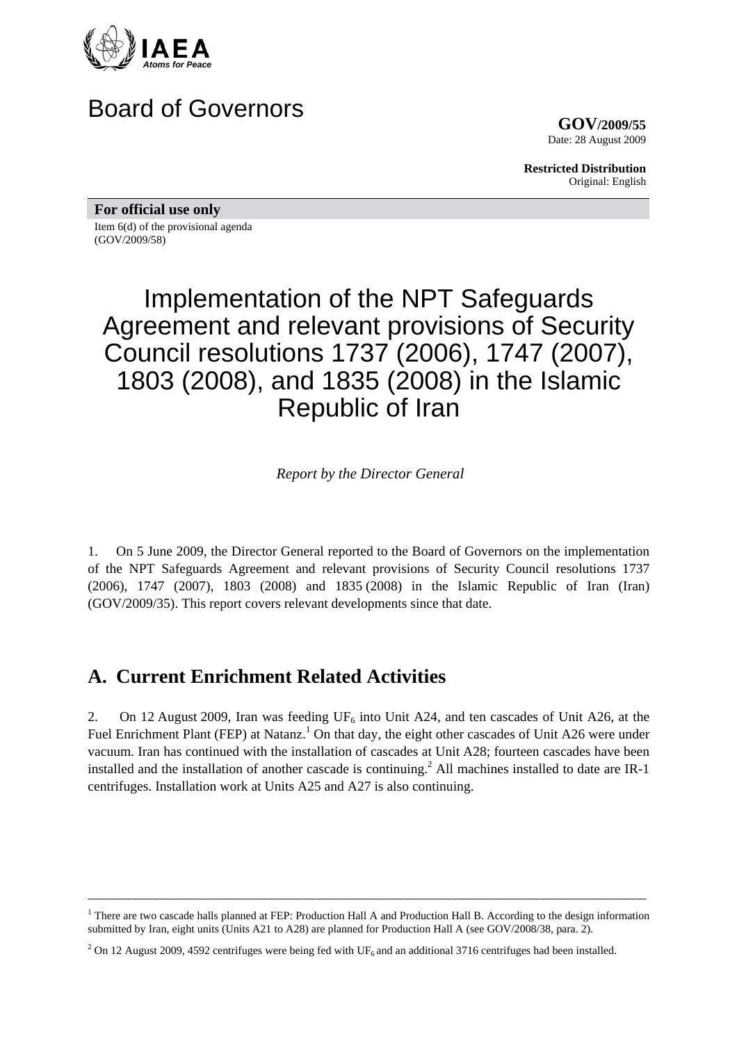IAEA
*Atoms for Peace*

# Board of Governors

**GOV/2009/55**
Date: 28 August 2009

**Restricted Distribution**
Original: English

**For official use only**

Item 6(d) of the provisional agenda
(GOV/2009/58)

# Implementation of the NPT Safeguards Agreement and relevant provisions of Security Council resolutions 1737 (2006), 1747 (2007), 1803 (2008), and 1835 (2008) in the Islamic Republic of Iran

*Report by the Director General*

1. On 5 June 2009, the Director General reported to the Board of Governors on the implementation of the NPT Safeguards Agreement and relevant provisions of Security Council resolutions 1737 (2006), 1747 (2007), 1803 (2008) and 1835 (2008) in the Islamic Republic of Iran (Iran) (GOV/2009/35). This report covers relevant developments since that date.

## A. Current Enrichment Related Activities

2. On 12 August 2009, Iran was feeding $UF_6$ into Unit A24, and ten cascades of Unit A26, at the Fuel Enrichment Plant (FEP) at Natanz.[1] On that day, the eight other cascades of Unit A26 were under vacuum. Iran has continued with the installation of cascades at Unit A28; fourteen cascades have been installed and the installation of another cascade is continuing.[2] All machines installed to date are IR-1 centrifuges. Installation work at Units A25 and A27 is also continuing.

---

[1] There are two cascade halls planned at FEP: Production Hall A and Production Hall B. According to the design information submitted by Iran, eight units (Units A21 to A28) are planned for Production Hall A (see GOV/2008/38, para. 2).

[2] On 12 August 2009, 4592 centrifuges were being fed with $UF_6$ and an additional 3716 centrifuges had been installed.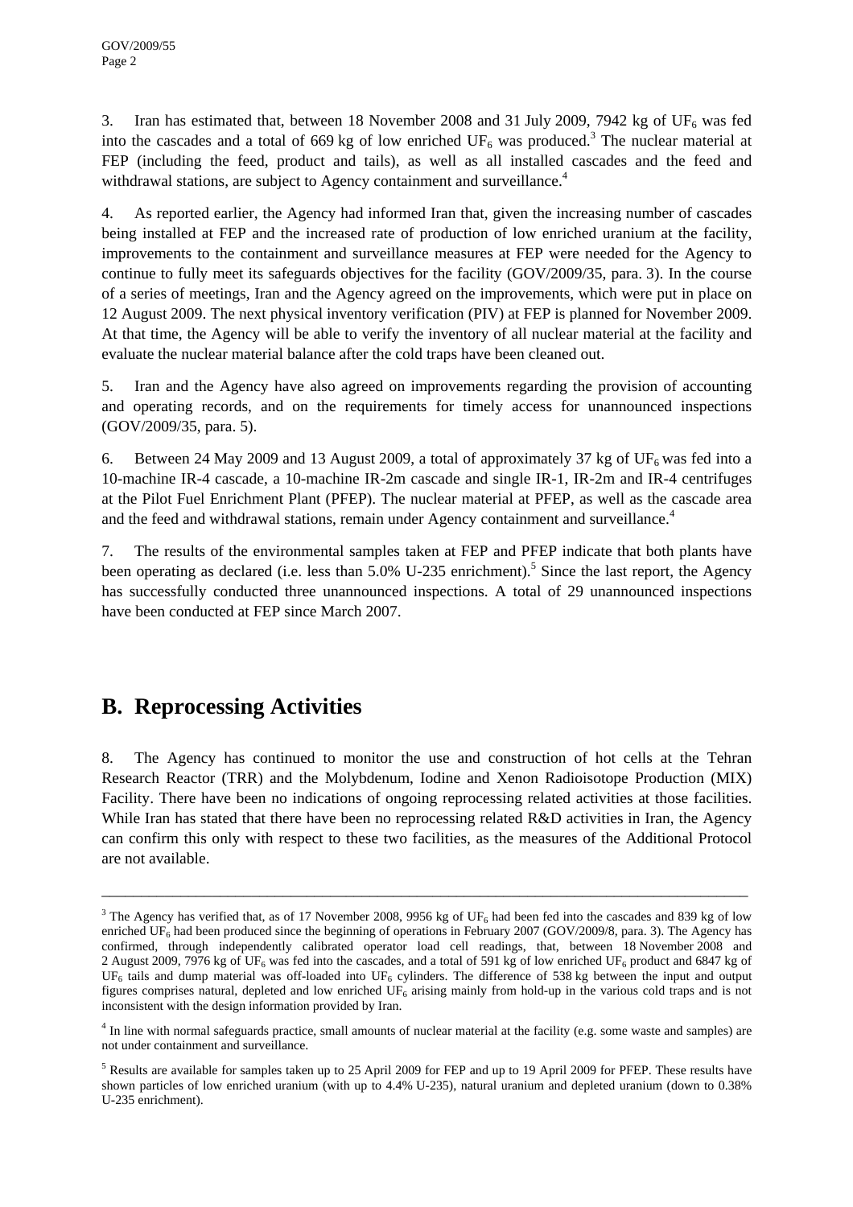3. Iran has estimated that, between 18 November 2008 and 31 July 2009, 7942 kg of $UF_6$ was fed into the cascades and a total of 669 kg of low enriched $UF_6$ was produced.[3] The nuclear material at FEP (including the feed, product and tails), as well as all installed cascades and the feed and withdrawal stations, are subject to Agency containment and surveillance.[4]

4. As reported earlier, the Agency had informed Iran that, given the increasing number of cascades being installed at FEP and the increased rate of production of low enriched uranium at the facility, improvements to the containment and surveillance measures at FEP were needed for the Agency to continue to fully meet its safeguards objectives for the facility (GOV/2009/35, para. 3). In the course of a series of meetings, Iran and the Agency agreed on the improvements, which were put in place on 12 August 2009. The next physical inventory verification (PIV) at FEP is planned for November 2009. At that time, the Agency will be able to verify the inventory of all nuclear material at the facility and evaluate the nuclear material balance after the cold traps have been cleaned out.

5. Iran and the Agency have also agreed on improvements regarding the provision of accounting and operating records, and on the requirements for timely access for unannounced inspections (GOV/2009/35, para. 5).

6. Between 24 May 2009 and 13 August 2009, a total of approximately 37 kg of $UF_6$ was fed into a 10-machine IR-4 cascade, a 10-machine IR-2m cascade and single IR-1, IR-2m and IR-4 centrifuges at the Pilot Fuel Enrichment Plant (PFEP). The nuclear material at PFEP, as well as the cascade area and the feed and withdrawal stations, remain under Agency containment and surveillance.[4]

7. The results of the environmental samples taken at FEP and PFEP indicate that both plants have been operating as declared (i.e. less than 5.0% U-235 enrichment).[5] Since the last report, the Agency has successfully conducted three unannounced inspections. A total of 29 unannounced inspections have been conducted at FEP since March 2007.

## B. Reprocessing Activities

8. The Agency has continued to monitor the use and construction of hot cells at the Tehran Research Reactor (TRR) and the Molybdenum, Iodine and Xenon Radioisotope Production (MIX) Facility. There have been no indications of ongoing reprocessing related activities at those facilities. While Iran has stated that there have been no reprocessing related R&D activities in Iran, the Agency can confirm this only with respect to these two facilities, as the measures of the Additional Protocol are not available.

---

[3] The Agency has verified that, as of 17 November 2008, 9956 kg of $UF_6$ had been fed into the cascades and 839 kg of low enriched $UF_6$ had been produced since the beginning of operations in February 2007 (GOV/2009/8, para. 3). The Agency has confirmed, through independently calibrated operator load cell readings, that, between 18 November 2008 and 2 August 2009, 7976 kg of $UF_6$ was fed into the cascades, and a total of 591 kg of low enriched $UF_6$ product and 6847 kg of $UF_6$ tails and dump material was off-loaded into $UF_6$ cylinders. The difference of 538 kg between the input and output figures comprises natural, depleted and low enriched $UF_6$ arising mainly from hold-up in the various cold traps and is not inconsistent with the design information provided by Iran.

[4] In line with normal safeguards practice, small amounts of nuclear material at the facility (e.g. some waste and samples) are not under containment and surveillance.

[5] Results are available for samples taken up to 25 April 2009 for FEP and up to 19 April 2009 for PFEP. These results have shown particles of low enriched uranium (with up to 4.4% U-235), natural uranium and depleted uranium (down to 0.38% U-235 enrichment).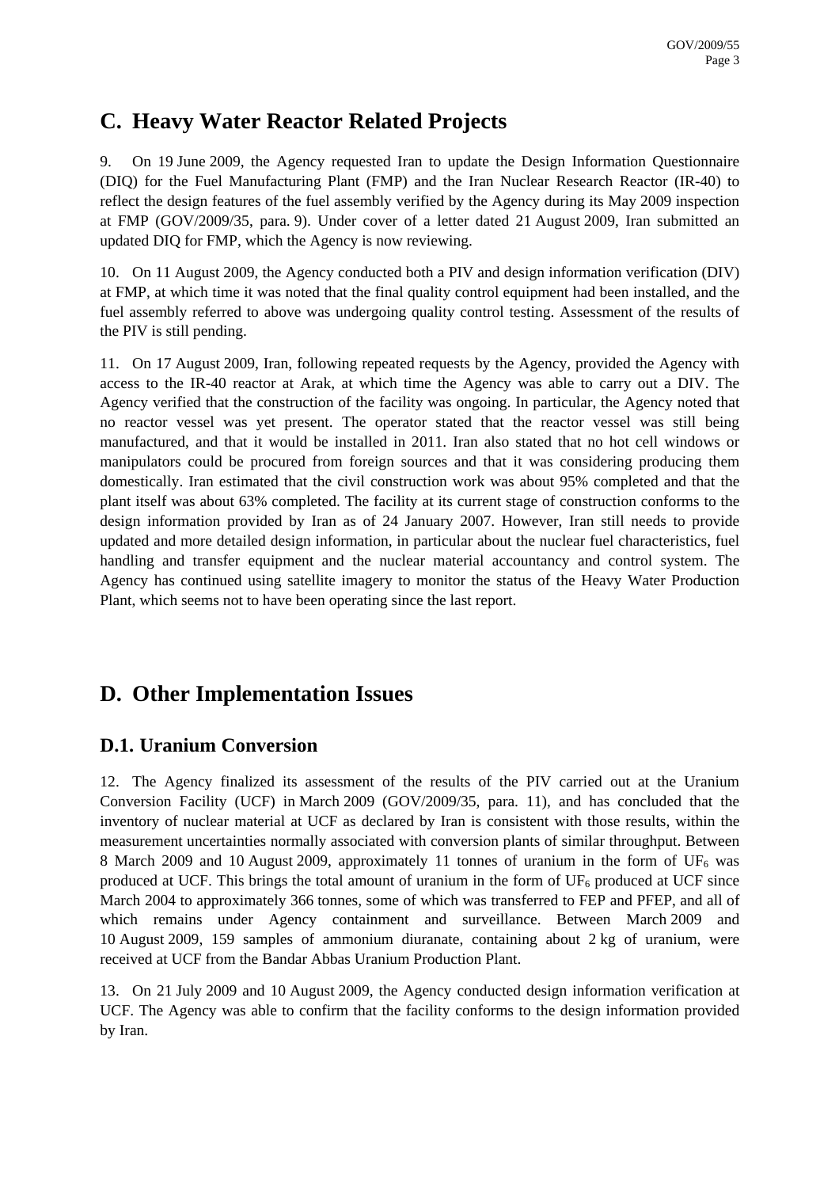## C. Heavy Water Reactor Related Projects

9. On 19 June 2009, the Agency requested Iran to update the Design Information Questionnaire (DIQ) for the Fuel Manufacturing Plant (FMP) and the Iran Nuclear Research Reactor (IR-40) to reflect the design features of the fuel assembly verified by the Agency during its May 2009 inspection at FMP (GOV/2009/35, para. 9). Under cover of a letter dated 21 August 2009, Iran submitted an updated DIQ for FMP, which the Agency is now reviewing.

10. On 11 August 2009, the Agency conducted both a PIV and design information verification (DIV) at FMP, at which time it was noted that the final quality control equipment had been installed, and the fuel assembly referred to above was undergoing quality control testing. Assessment of the results of the PIV is still pending.

11. On 17 August 2009, Iran, following repeated requests by the Agency, provided the Agency with access to the IR-40 reactor at Arak, at which time the Agency was able to carry out a DIV. The Agency verified that the construction of the facility was ongoing. In particular, the Agency noted that no reactor vessel was yet present. The operator stated that the reactor vessel was still being manufactured, and that it would be installed in 2011. Iran also stated that no hot cell windows or manipulators could be procured from foreign sources and that it was considering producing them domestically. Iran estimated that the civil construction work was about 95% completed and that the plant itself was about 63% completed. The facility at its current stage of construction conforms to the design information provided by Iran as of 24 January 2007. However, Iran still needs to provide updated and more detailed design information, in particular about the nuclear fuel characteristics, fuel handling and transfer equipment and the nuclear material accountancy and control system. The Agency has continued using satellite imagery to monitor the status of the Heavy Water Production Plant, which seems not to have been operating since the last report.

## D. Other Implementation Issues

### D.1. Uranium Conversion

12. The Agency finalized its assessment of the results of the PIV carried out at the Uranium Conversion Facility (UCF) in March 2009 (GOV/2009/35, para. 11), and has concluded that the inventory of nuclear material at UCF as declared by Iran is consistent with those results, within the measurement uncertainties normally associated with conversion plants of similar throughput. Between 8 March 2009 and 10 August 2009, approximately 11 tonnes of uranium in the form of $UF_6$ was produced at UCF. This brings the total amount of uranium in the form of $UF_6$ produced at UCF since March 2004 to approximately 366 tonnes, some of which was transferred to FEP and PFEP, and all of which remains under Agency containment and surveillance. Between March 2009 and 10 August 2009, 159 samples of ammonium diuranate, containing about 2 kg of uranium, were received at UCF from the Bandar Abbas Uranium Production Plant.

13. On 21 July 2009 and 10 August 2009, the Agency conducted design information verification at UCF. The Agency was able to confirm that the facility conforms to the design information provided by Iran.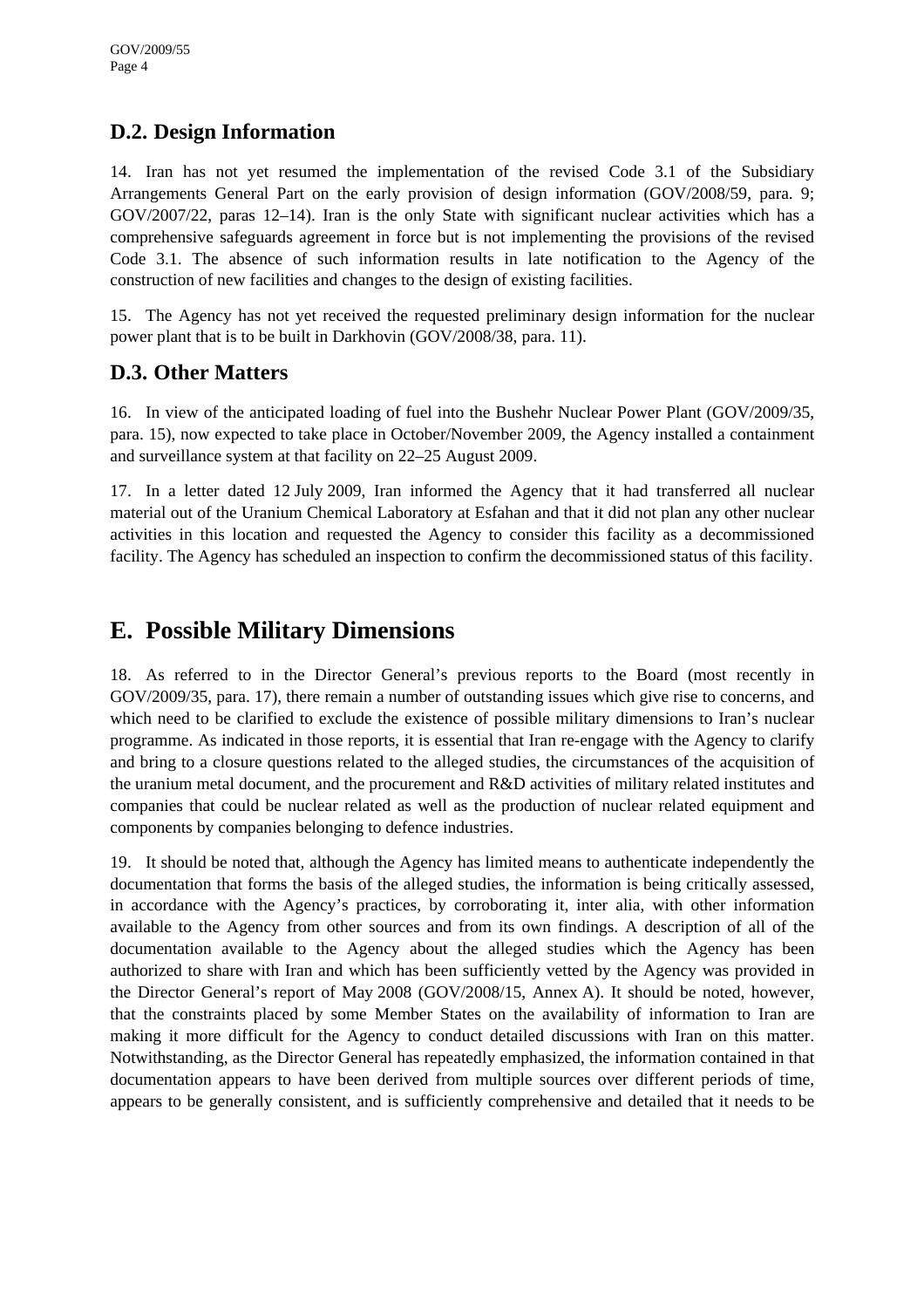### D.2. Design Information

14. Iran has not yet resumed the implementation of the revised Code 3.1 of the Subsidiary Arrangements General Part on the early provision of design information (GOV/2008/59, para. 9; GOV/2007/22, paras 12–14). Iran is the only State with significant nuclear activities which has a comprehensive safeguards agreement in force but is not implementing the provisions of the revised Code 3.1. The absence of such information results in late notification to the Agency of the construction of new facilities and changes to the design of existing facilities.

15. The Agency has not yet received the requested preliminary design information for the nuclear power plant that is to be built in Darkhovin (GOV/2008/38, para. 11).

### D.3. Other Matters

16. In view of the anticipated loading of fuel into the Bushehr Nuclear Power Plant (GOV/2009/35, para. 15), now expected to take place in October/November 2009, the Agency installed a containment and surveillance system at that facility on 22–25 August 2009.

17. In a letter dated 12 July 2009, Iran informed the Agency that it had transferred all nuclear material out of the Uranium Chemical Laboratory at Esfahan and that it did not plan any other nuclear activities in this location and requested the Agency to consider this facility as a decommissioned facility. The Agency has scheduled an inspection to confirm the decommissioned status of this facility.

## E. Possible Military Dimensions

18. As referred to in the Director General's previous reports to the Board (most recently in GOV/2009/35, para. 17), there remain a number of outstanding issues which give rise to concerns, and which need to be clarified to exclude the existence of possible military dimensions to Iran's nuclear programme. As indicated in those reports, it is essential that Iran re-engage with the Agency to clarify and bring to a closure questions related to the alleged studies, the circumstances of the acquisition of the uranium metal document, and the procurement and R&D activities of military related institutes and companies that could be nuclear related as well as the production of nuclear related equipment and components by companies belonging to defence industries.

19. It should be noted that, although the Agency has limited means to authenticate independently the documentation that forms the basis of the alleged studies, the information is being critically assessed, in accordance with the Agency's practices, by corroborating it, inter alia, with other information available to the Agency from other sources and from its own findings. A description of all of the documentation available to the Agency about the alleged studies which the Agency has been authorized to share with Iran and which has been sufficiently vetted by the Agency was provided in the Director General's report of May 2008 (GOV/2008/15, Annex A). It should be noted, however, that the constraints placed by some Member States on the availability of information to Iran are making it more difficult for the Agency to conduct detailed discussions with Iran on this matter. Notwithstanding, as the Director General has repeatedly emphasized, the information contained in that documentation appears to have been derived from multiple sources over different periods of time, appears to be generally consistent, and is sufficiently comprehensive and detailed that it needs to be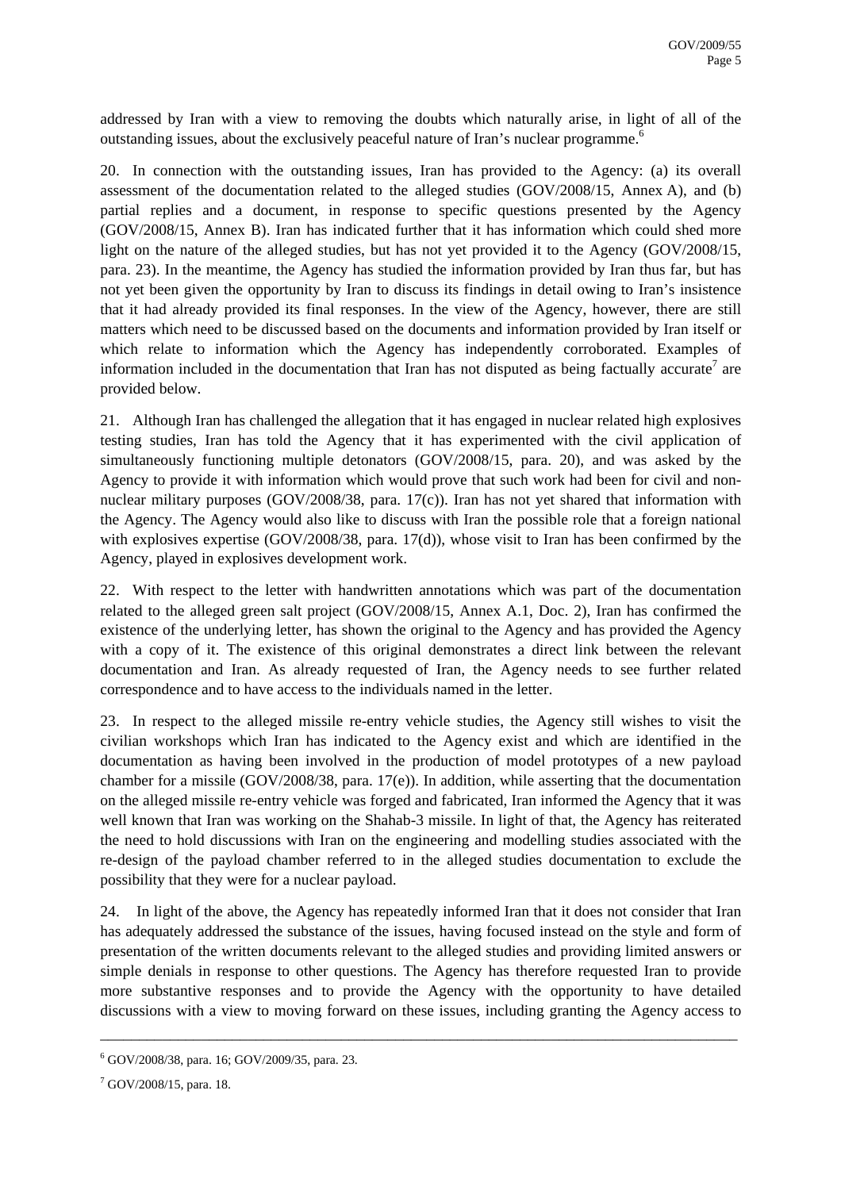addressed by Iran with a view to removing the doubts which naturally arise, in light of all of the outstanding issues, about the exclusively peaceful nature of Iran's nuclear programme.[6]

20. In connection with the outstanding issues, Iran has provided to the Agency: (a) its overall assessment of the documentation related to the alleged studies (GOV/2008/15, Annex A), and (b) partial replies and a document, in response to specific questions presented by the Agency (GOV/2008/15, Annex B). Iran has indicated further that it has information which could shed more light on the nature of the alleged studies, but has not yet provided it to the Agency (GOV/2008/15, para. 23). In the meantime, the Agency has studied the information provided by Iran thus far, but has not yet been given the opportunity by Iran to discuss its findings in detail owing to Iran's insistence that it had already provided its final responses. In the view of the Agency, however, there are still matters which need to be discussed based on the documents and information provided by Iran itself or which relate to information which the Agency has independently corroborated. Examples of information included in the documentation that Iran has not disputed as being factually accurate[7] are provided below.

21. Although Iran has challenged the allegation that it has engaged in nuclear related high explosives testing studies, Iran has told the Agency that it has experimented with the civil application of simultaneously functioning multiple detonators (GOV/2008/15, para. 20), and was asked by the Agency to provide it with information which would prove that such work had been for civil and non-nuclear military purposes (GOV/2008/38, para. 17(c)). Iran has not yet shared that information with the Agency. The Agency would also like to discuss with Iran the possible role that a foreign national with explosives expertise (GOV/2008/38, para. 17(d)), whose visit to Iran has been confirmed by the Agency, played in explosives development work.

22. With respect to the letter with handwritten annotations which was part of the documentation related to the alleged green salt project (GOV/2008/15, Annex A.1, Doc. 2), Iran has confirmed the existence of the underlying letter, has shown the original to the Agency and has provided the Agency with a copy of it. The existence of this original demonstrates a direct link between the relevant documentation and Iran. As already requested of Iran, the Agency needs to see further related correspondence and to have access to the individuals named in the letter.

23. In respect to the alleged missile re-entry vehicle studies, the Agency still wishes to visit the civilian workshops which Iran has indicated to the Agency exist and which are identified in the documentation as having been involved in the production of model prototypes of a new payload chamber for a missile (GOV/2008/38, para. 17(e)). In addition, while asserting that the documentation on the alleged missile re-entry vehicle was forged and fabricated, Iran informed the Agency that it was well known that Iran was working on the Shahab-3 missile. In light of that, the Agency has reiterated the need to hold discussions with Iran on the engineering and modelling studies associated with the re-design of the payload chamber referred to in the alleged studies documentation to exclude the possibility that they were for a nuclear payload.

24. In light of the above, the Agency has repeatedly informed Iran that it does not consider that Iran has adequately addressed the substance of the issues, having focused instead on the style and form of presentation of the written documents relevant to the alleged studies and providing limited answers or simple denials in response to other questions. The Agency has therefore requested Iran to provide more substantive responses and to provide the Agency with the opportunity to have detailed discussions with a view to moving forward on these issues, including granting the Agency access to

---

[6] GOV/2008/38, para. 16; GOV/2009/35, para. 23.

[7] GOV/2008/15, para. 18.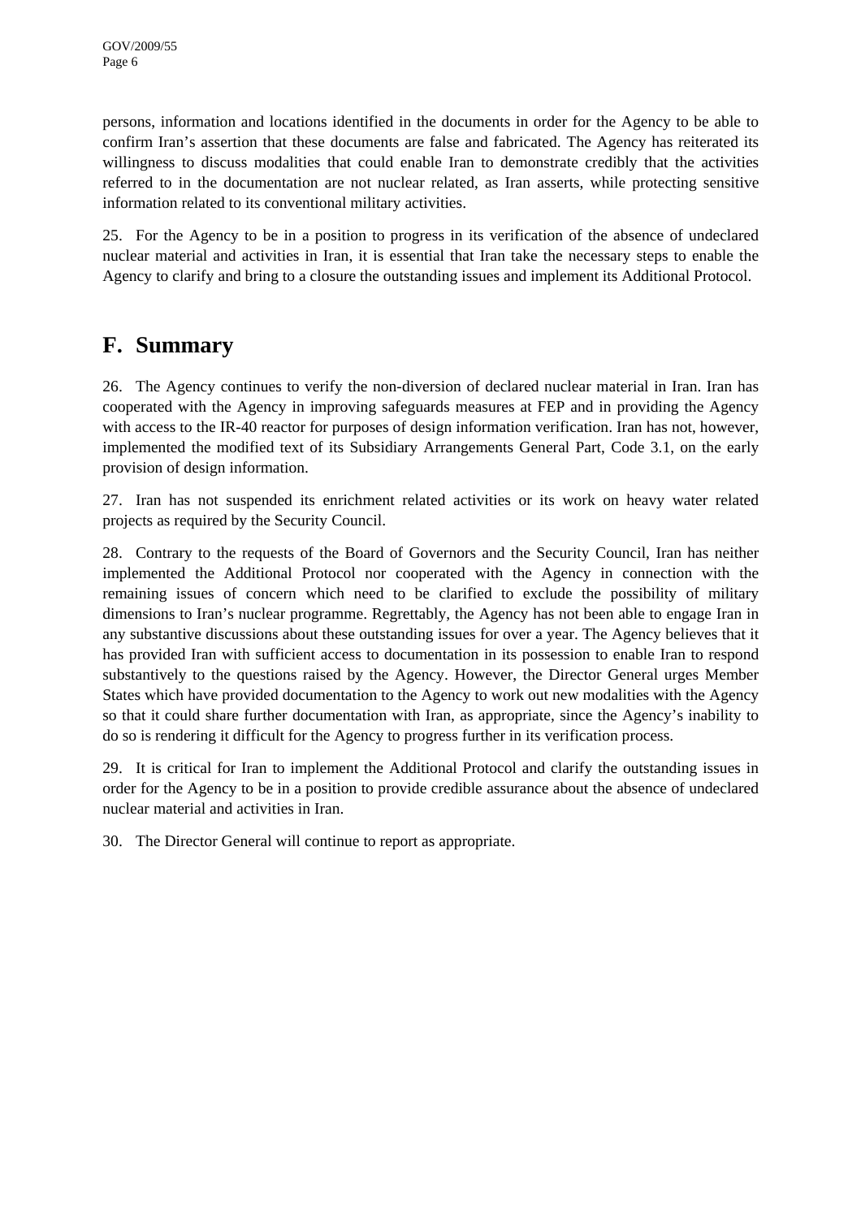persons, information and locations identified in the documents in order for the Agency to be able to confirm Iran's assertion that these documents are false and fabricated. The Agency has reiterated its willingness to discuss modalities that could enable Iran to demonstrate credibly that the activities referred to in the documentation are not nuclear related, as Iran asserts, while protecting sensitive information related to its conventional military activities.

25. For the Agency to be in a position to progress in its verification of the absence of undeclared nuclear material and activities in Iran, it is essential that Iran take the necessary steps to enable the Agency to clarify and bring to a closure the outstanding issues and implement its Additional Protocol.

## F. Summary

26. The Agency continues to verify the non-diversion of declared nuclear material in Iran. Iran has cooperated with the Agency in improving safeguards measures at FEP and in providing the Agency with access to the IR-40 reactor for purposes of design information verification. Iran has not, however, implemented the modified text of its Subsidiary Arrangements General Part, Code 3.1, on the early provision of design information.

27. Iran has not suspended its enrichment related activities or its work on heavy water related projects as required by the Security Council.

28. Contrary to the requests of the Board of Governors and the Security Council, Iran has neither implemented the Additional Protocol nor cooperated with the Agency in connection with the remaining issues of concern which need to be clarified to exclude the possibility of military dimensions to Iran's nuclear programme. Regrettably, the Agency has not been able to engage Iran in any substantive discussions about these outstanding issues for over a year. The Agency believes that it has provided Iran with sufficient access to documentation in its possession to enable Iran to respond substantively to the questions raised by the Agency. However, the Director General urges Member States which have provided documentation to the Agency to work out new modalities with the Agency so that it could share further documentation with Iran, as appropriate, since the Agency's inability to do so is rendering it difficult for the Agency to progress further in its verification process.

29. It is critical for Iran to implement the Additional Protocol and clarify the outstanding issues in order for the Agency to be in a position to provide credible assurance about the absence of undeclared nuclear material and activities in Iran.

30. The Director General will continue to report as appropriate.